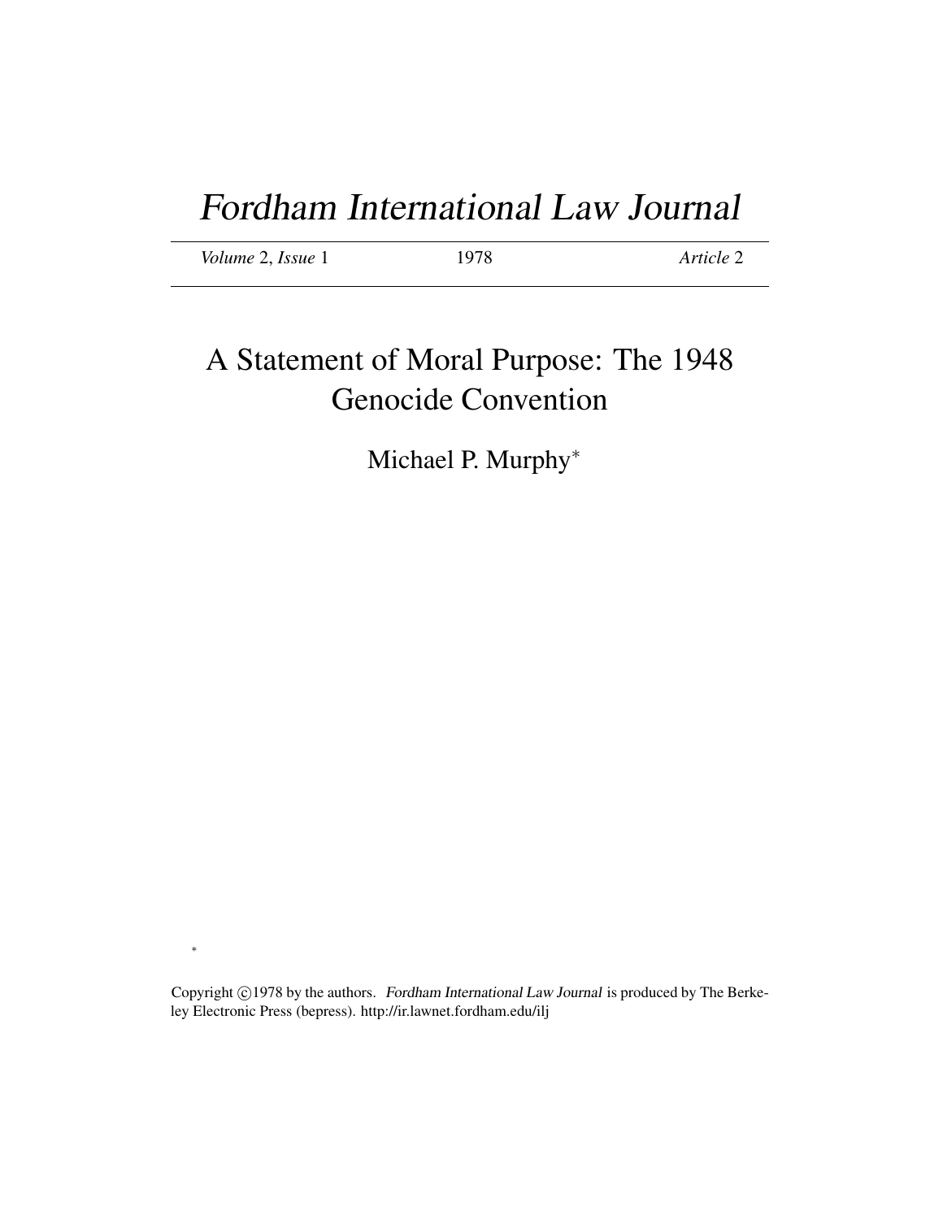# Fordham International Law Journal

*Volume* 2, *Issue* 1 1978 *Article* 2

## A Statement of Moral Purpose: The 1948 Genocide Convention

Michael P. Murphy*

*

Copyright ©1978 by the authors. *Fordham International Law Journal* is produced by The Berkeley Electronic Press (bepress). http://ir.lawnet.fordham.edu/ilj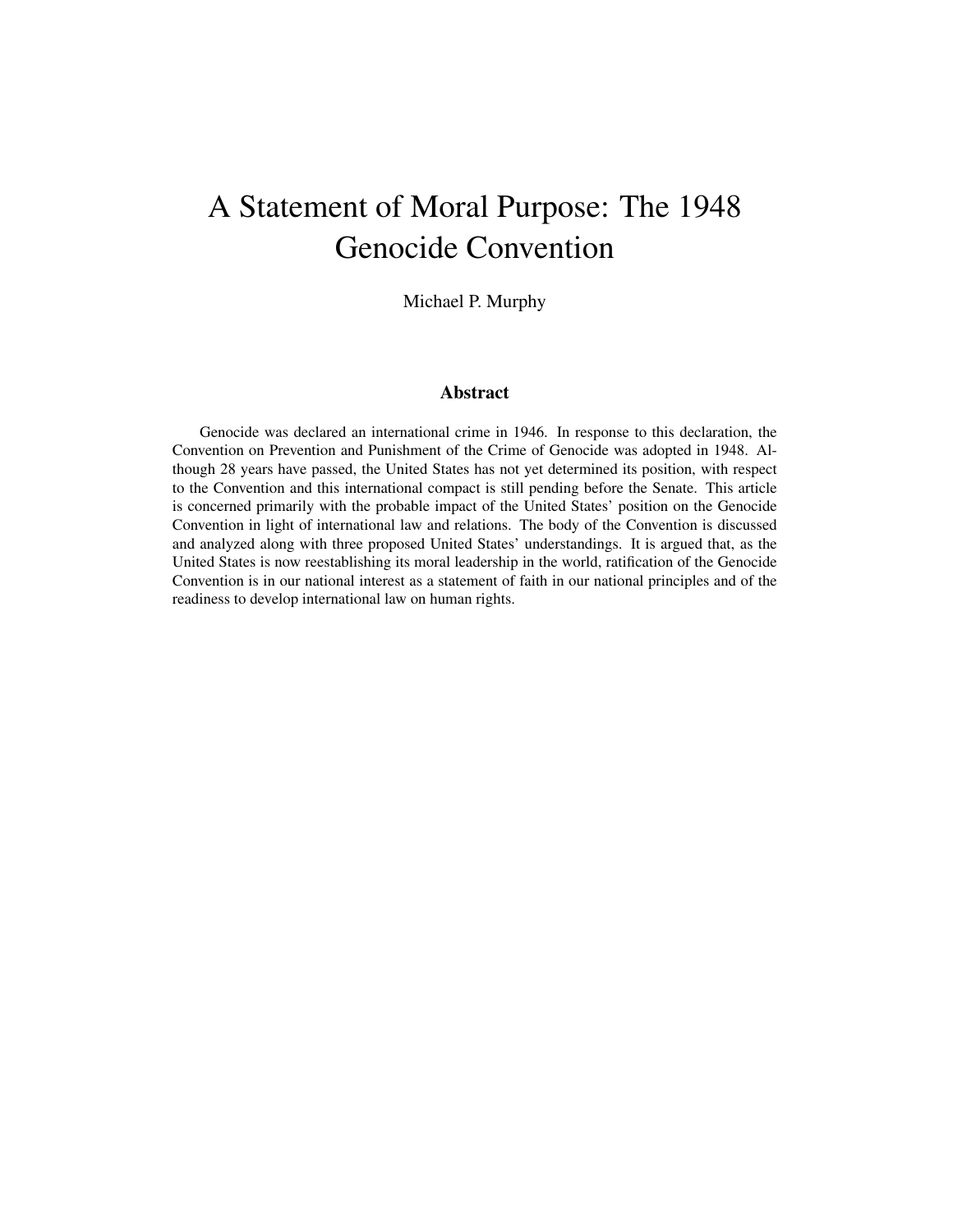# A Statement of Moral Purpose: The 1948 Genocide Convention

Michael P. Murphy

### Abstract

Genocide was declared an international crime in 1946. In response to this declaration, the Convention on Prevention and Punishment of the Crime of Genocide was adopted in 1948. Although 28 years have passed, the United States has not yet determined its position, with respect to the Convention and this international compact is still pending before the Senate. This article is concerned primarily with the probable impact of the United States' position on the Genocide Convention in light of international law and relations. The body of the Convention is discussed and analyzed along with three proposed United States' understandings. It is argued that, as the United States is now reestablishing its moral leadership in the world, ratification of the Genocide Convention is in our national interest as a statement of faith in our national principles and of the readiness to develop international law on human rights.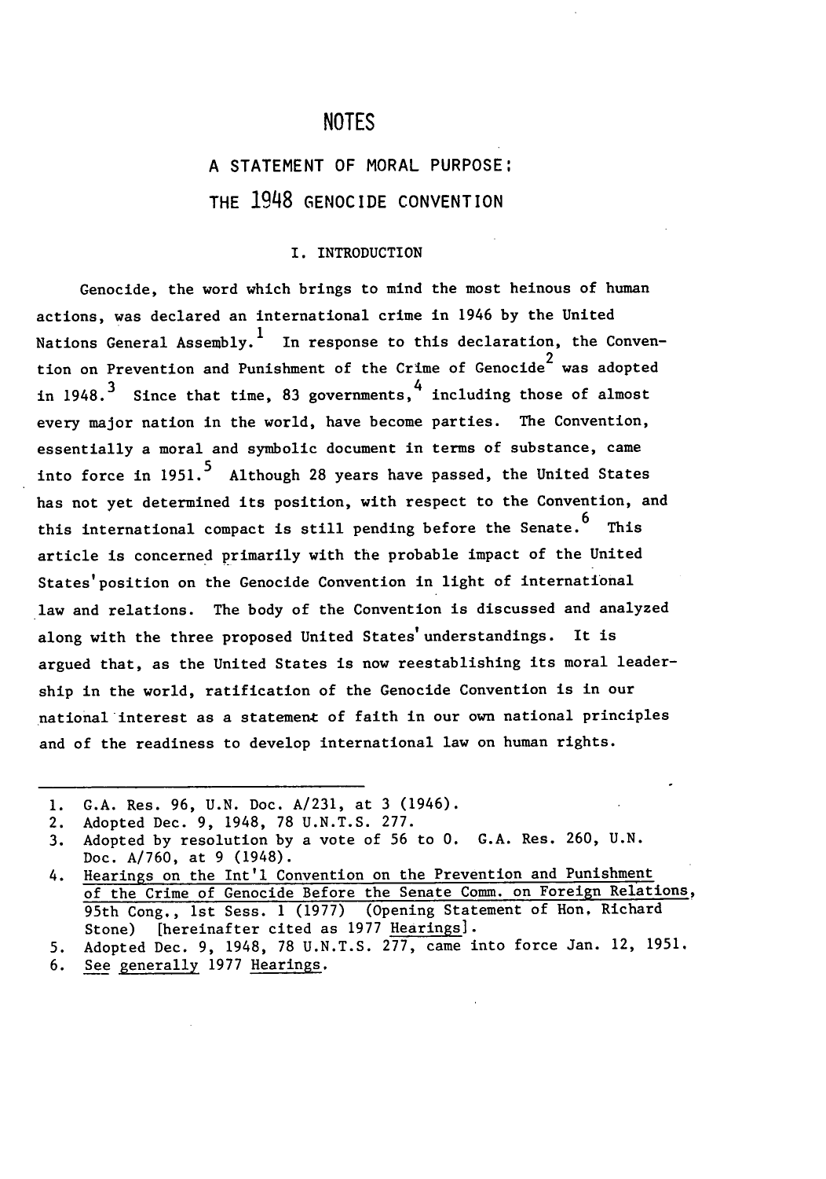# NOTES

## A STATEMENT OF MORAL PURPOSE: THE 1948 GENOCIDE CONVENTION

### I. INTRODUCTION

Genocide, the word which brings to mind the most heinous of human actions, was declared an international crime in 1946 by the United Nations General Assembly.[1] In response to this declaration, the Convention on Prevention and Punishment of the Crime of Genocide[2] was adopted in 1948.[3] Since that time, 83 governments,[4] including those of almost every major nation in the world, have become parties. The Convention, essentially a moral and symbolic document in terms of substance, came into force in 1951.[5] Although 28 years have passed, the United States has not yet determined its position, with respect to the Convention, and this international compact is still pending before the Senate.[6] This article is concerned primarily with the probable impact of the United States' position on the Genocide Convention in light of international law and relations. The body of the Convention is discussed and analyzed along with the three proposed United States' understandings. It is argued that, as the United States is now reestablishing its moral leadership in the world, ratification of the Genocide Convention is in our national interest as a statement of faith in our own national principles and of the readiness to develop international law on human rights.

---

1. G.A. Res. 96, U.N. Doc. A/231, at 3 (1946).
2. Adopted Dec. 9, 1948, 78 U.N.T.S. 277.
3. Adopted by resolution by a vote of 56 to 0. G.A. Res. 260, U.N. Doc. A/760, at 9 (1948).
4. Hearings on the Int'l Convention on the Prevention and Punishment of the Crime of Genocide Before the Senate Comm. on Foreign Relations, 95th Cong., 1st Sess. 1 (1977) (Opening Statement of Hon. Richard Stone) [hereinafter cited as 1977 Hearings].
5. Adopted Dec. 9, 1948, 78 U.N.T.S. 277, came into force Jan. 12, 1951.
6. See generally 1977 Hearings.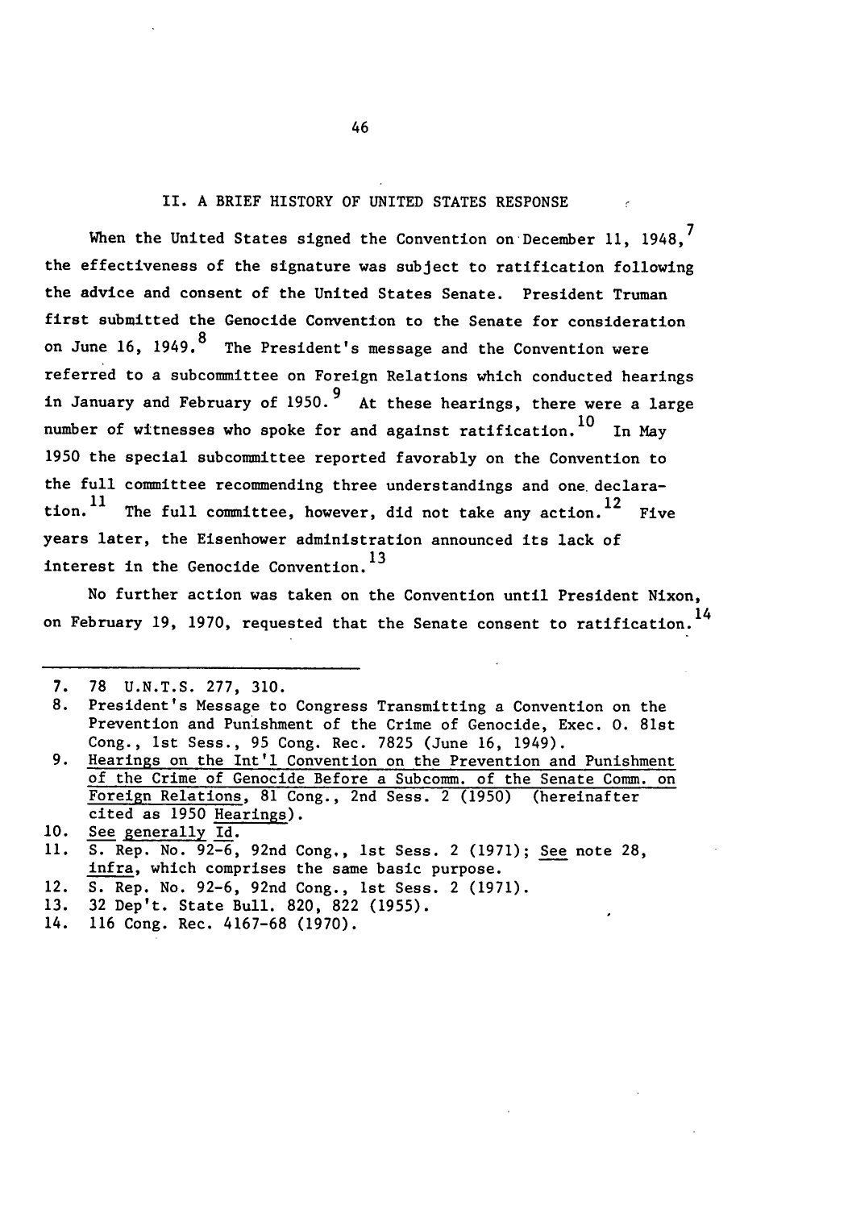## II. A BRIEF HISTORY OF UNITED STATES RESPONSE

When the United States signed the Convention on December 11, 1948,[7] the effectiveness of the signature was subject to ratification following the advice and consent of the United States Senate. President Truman first submitted the Genocide Convention to the Senate for consideration on June 16, 1949.[8] The President's message and the Convention were referred to a subcommittee on Foreign Relations which conducted hearings in January and February of 1950.[9] At these hearings, there were a large number of witnesses who spoke for and against ratification.[10] In May 1950 the special subcommittee reported favorably on the Convention to the full committee recommending three understandings and one declaration.[11] The full committee, however, did not take any action.[12] Five years later, the Eisenhower administration announced its lack of interest in the Genocide Convention.[13]

No further action was taken on the Convention until President Nixon, on February 19, 1970, requested that the Senate consent to ratification.[14]

---

7. 78 U.N.T.S. 277, 310.
8. President's Message to Congress Transmitting a Convention on the Prevention and Punishment of the Crime of Genocide, Exec. O. 81st Cong., 1st Sess., 95 Cong. Rec. 7825 (June 16, 1949).
9. Hearings on the Int'l Convention on the Prevention and Punishment of the Crime of Genocide Before a Subcomm. of the Senate Comm. on Foreign Relations, 81 Cong., 2nd Sess. 2 (1950) (hereinafter cited as 1950 Hearings).
10. See generally Id.
11. S. Rep. No. 92-6, 92nd Cong., 1st Sess. 2 (1971); See note 28, infra, which comprises the same basic purpose.
12. S. Rep. No. 92-6, 92nd Cong., 1st Sess. 2 (1971).
13. 32 Dep't. State Bull. 820, 822 (1955).
14. 116 Cong. Rec. 4167-68 (1970).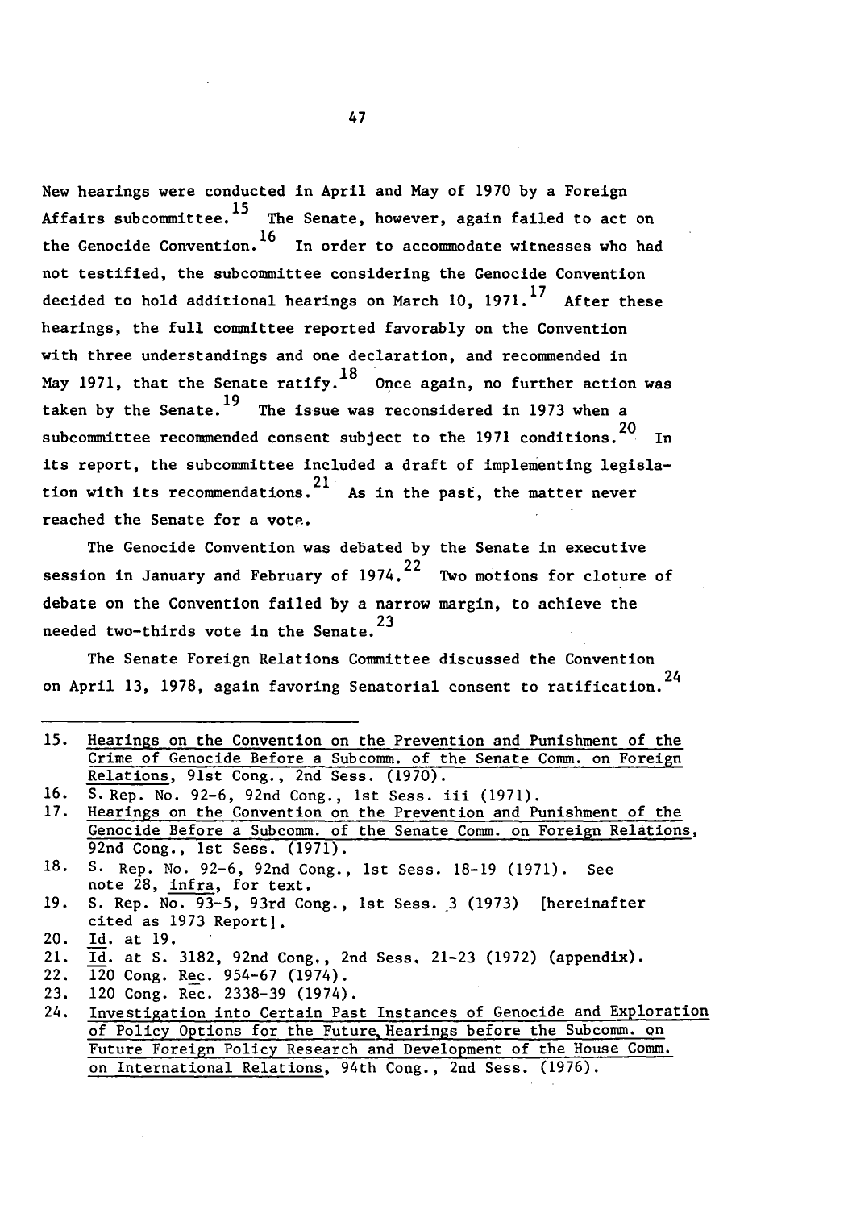New hearings were conducted in April and May of 1970 by a Foreign Affairs subcommittee.[15] The Senate, however, again failed to act on the Genocide Convention.[16] In order to accommodate witnesses who had not testified, the subcommittee considering the Genocide Convention decided to hold additional hearings on March 10, 1971.[17] After these hearings, the full committee reported favorably on the Convention with three understandings and one declaration, and recommended in May 1971, that the Senate ratify.[18] Once again, no further action was taken by the Senate.[19] The issue was reconsidered in 1973 when a subcommittee recommended consent subject to the 1971 conditions.[20] In its report, the subcommittee included a draft of implementing legislation with its recommendations.[21] As in the past, the matter never reached the Senate for a vote.

The Genocide Convention was debated by the Senate in executive session in January and February of 1974.[22] Two motions for cloture of debate on the Convention failed by a narrow margin, to achieve the needed two-thirds vote in the Senate.[23]

The Senate Foreign Relations Committee discussed the Convention on April 13, 1978, again favoring Senatorial consent to ratification.[24]

---

15. Hearings on the Convention on the Prevention and Punishment of the Crime of Genocide Before a Subcomm. of the Senate Comm. on Foreign Relations, 91st Cong., 2nd Sess. (1970).
16. S. Rep. No. 92-6, 92nd Cong., 1st Sess. iii (1971).
17. Hearings on the Convention on the Prevention and Punishment of the Genocide Before a Subcomm. of the Senate Comm. on Foreign Relations, 92nd Cong., 1st Sess. (1971).
18. S. Rep. No. 92-6, 92nd Cong., 1st Sess. 18-19 (1971). See note 28, infra, for text.
19. S. Rep. No. 93-5, 93rd Cong., 1st Sess. 3 (1973) [hereinafter cited as 1973 Report].
20. Id. at 19.
21. Id. at S. 3182, 92nd Cong., 2nd Sess. 21-23 (1972) (appendix).
22. 120 Cong. Rec. 954-67 (1974).
23. 120 Cong. Rec. 2338-39 (1974).
24. Investigation into Certain Past Instances of Genocide and Exploration of Policy Options for the Future, Hearings before the Subcomm. on Future Foreign Policy Research and Development of the House Comm. on International Relations, 94th Cong., 2nd Sess. (1976).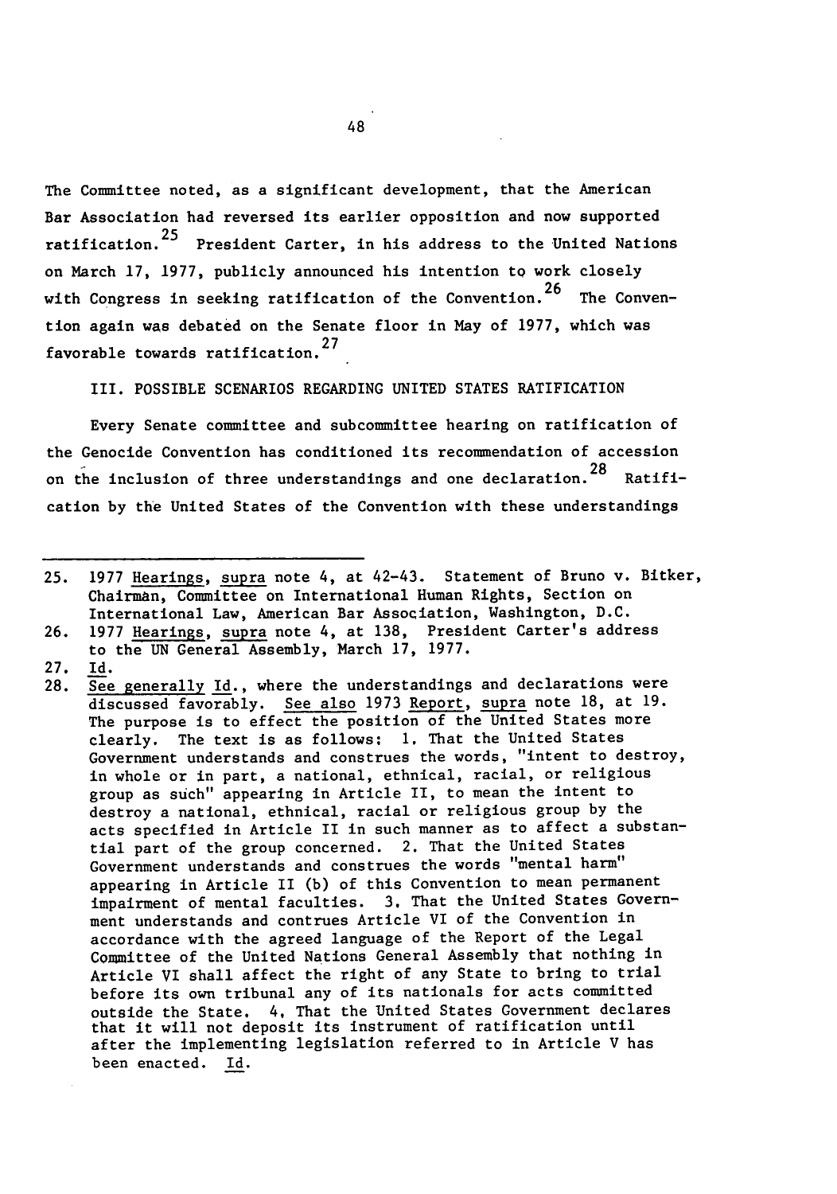The Committee noted, as a significant development, that the American Bar Association had reversed its earlier opposition and now supported ratification.[25] President Carter, in his address to the United Nations on March 17, 1977, publicly announced his intention to work closely with Congress in seeking ratification of the Convention.[26] The Convention again was debated on the Senate floor in May of 1977, which was favorable towards ratification.[27]

## III. POSSIBLE SCENARIOS REGARDING UNITED STATES RATIFICATION

Every Senate committee and subcommittee hearing on ratification of the Genocide Convention has conditioned its recommendation of accession on the inclusion of three understandings and one declaration.[28] Ratification by the United States of the Convention with these understandings

---

25. 1977 Hearings, supra note 4, at 42-43. Statement of Bruno v. Bitker, Chairman, Committee on International Human Rights, Section on International Law, American Bar Association, Washington, D.C.
26. 1977 Hearings, supra note 4, at 138, President Carter's address to the UN General Assembly, March 17, 1977.
27. Id.
28. See generally Id., where the understandings and declarations were discussed favorably. See also 1973 Report, supra note 18, at 19. The purpose is to effect the position of the United States more clearly. The text is as follows: 1. That the United States Government understands and construes the words, "intent to destroy, in whole or in part, a national, ethnical, racial, or religious group as such" appearing in Article II, to mean the intent to destroy a national, ethnical, racial or religious group by the acts specified in Article II in such manner as to affect a substantial part of the group concerned. 2. That the United States Government understands and construes the words "mental harm" appearing in Article II (b) of this Convention to mean permanent impairment of mental faculties. 3. That the United States Government understands and contrues Article VI of the Convention in accordance with the agreed language of the Report of the Legal Committee of the United Nations General Assembly that nothing in Article VI shall affect the right of any State to bring to trial before its own tribunal any of its nationals for acts committed outside the State. 4. That the United States Government declares that it will not deposit its instrument of ratification until after the implementing legislation referred to in Article V has been enacted. Id.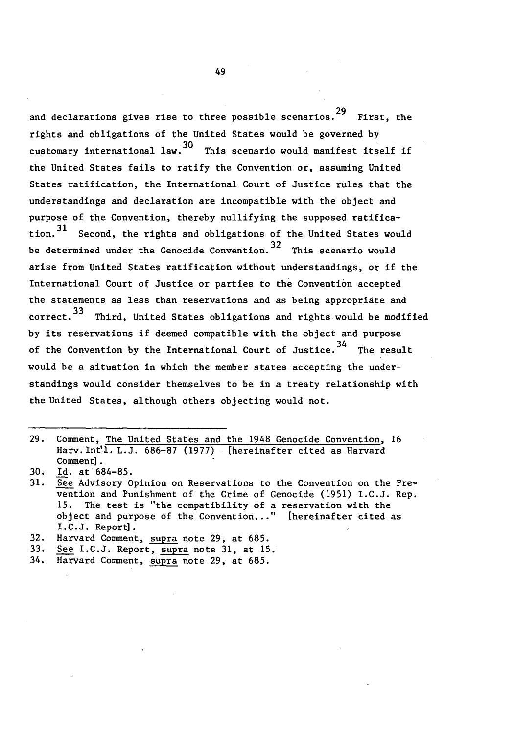and declarations gives rise to three possible scenarios.[29] First, the rights and obligations of the United States would be governed by customary international law.[30] This scenario would manifest itself if the United States fails to ratify the Convention or, assuming United States ratification, the International Court of Justice rules that the understandings and declaration are incompatible with the object and purpose of the Convention, thereby nullifying the supposed ratification.[31] Second, the rights and obligations of the United States would be determined under the Genocide Convention.[32] This scenario would arise from United States ratification without understandings, or if the International Court of Justice or parties to the Convention accepted the statements as less than reservations and as being appropriate and correct.[33] Third, United States obligations and rights would be modified by its reservations if deemed compatible with the object and purpose of the Convention by the International Court of Justice.[34] The result would be a situation in which the member states accepting the understandings would consider themselves to be in a treaty relationship with the United States, although others objecting would not.

---

29. Comment, <u>The United States and the 1948 Genocide Convention</u>, 16 Harv. Int'l. L.J. 686-87 (1977) [hereinafter cited as Harvard Comment].
30. <u>Id</u>. at 684-85.
31. <u>See</u> Advisory Opinion on Reservations to the Convention on the Prevention and Punishment of the Crime of Genocide (1951) I.C.J. Rep. 15. The test is "the compatibility of a reservation with the object and purpose of the Convention..." [hereinafter cited as I.C.J. Report].
32. Harvard Comment, <u>supra</u> note 29, at 685.
33. <u>See</u> I.C.J. Report, <u>supra</u> note 31, at 15.
34. Harvard Comment, <u>supra</u> note 29, at 685.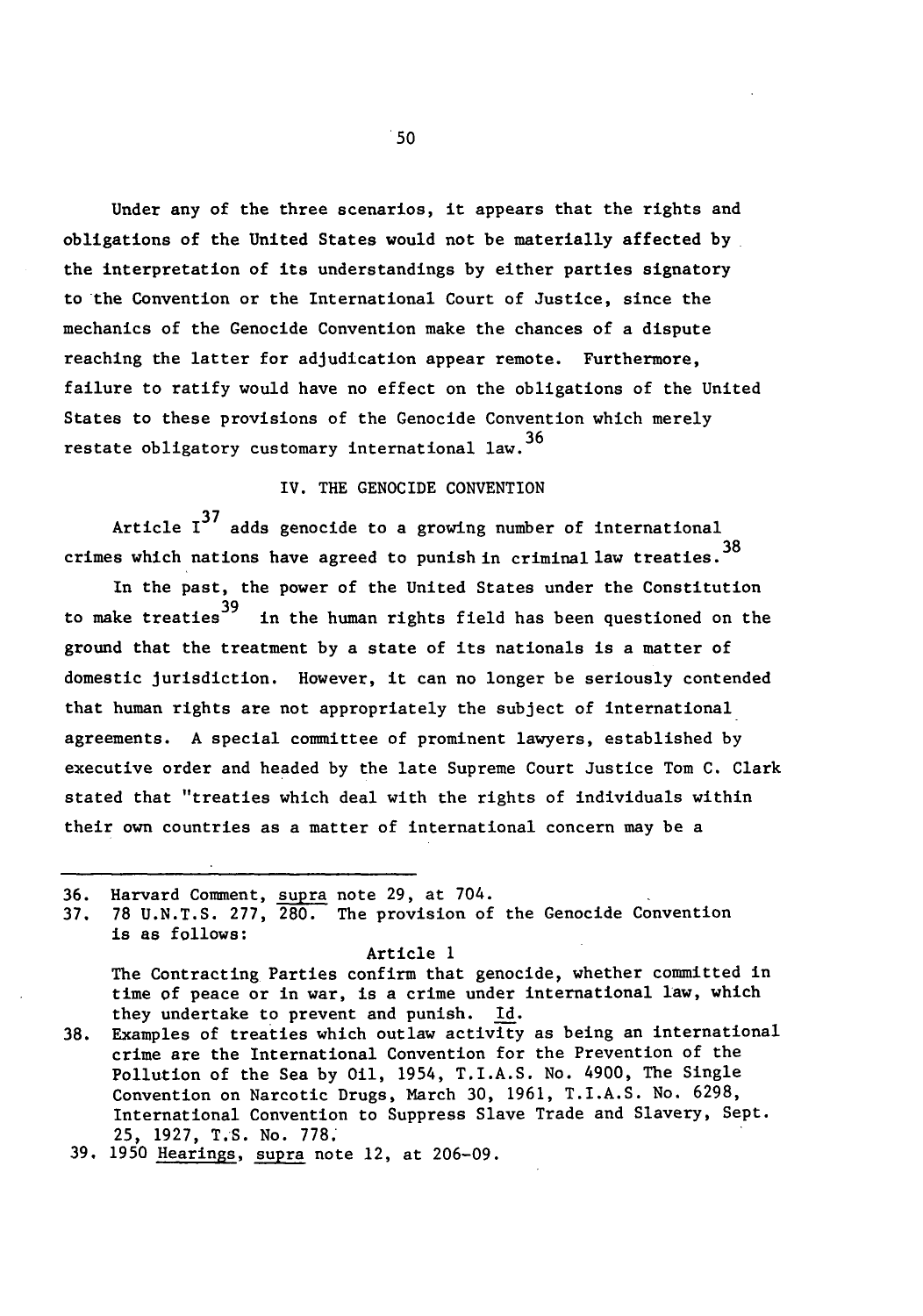Under any of the three scenarios, it appears that the rights and obligations of the United States would not be materially affected by the interpretation of its understandings by either parties signatory to the Convention or the International Court of Justice, since the mechanics of the Genocide Convention make the chances of a dispute reaching the latter for adjudication appear remote. Furthermore, failure to ratify would have no effect on the obligations of the United States to these provisions of the Genocide Convention which merely restate obligatory customary international law.[36]

## IV. THE GENOCIDE CONVENTION

Article I[37] adds genocide to a growing number of international crimes which nations have agreed to punish in criminal law treaties.[38]

In the past, the power of the United States under the Constitution to make treaties[39] in the human rights field has been questioned on the ground that the treatment by a state of its nationals is a matter of domestic jurisdiction. However, it can no longer be seriously contended that human rights are not appropriately the subject of international agreements. A special committee of prominent lawyers, established by executive order and headed by the late Supreme Court Justice Tom C. Clark stated that "treaties which deal with the rights of individuals within their own countries as a matter of international concern may be a

---

36. Harvard Comment, supra note 29, at 704.

37. 78 U.N.T.S. 277, 280. The provision of the Genocide Convention is as follows:

    Article 1

    The Contracting Parties confirm that genocide, whether committed in time of peace or in war, is a crime under international law, which they undertake to prevent and punish. Id.

38. Examples of treaties which outlaw activity as being an international crime are the International Convention for the Prevention of the Pollution of the Sea by Oil, 1954, T.I.A.S. No. 4900, The Single Convention on Narcotic Drugs, March 30, 1961, T.I.A.S. No. 6298, International Convention to Suppress Slave Trade and Slavery, Sept. 25, 1927, T.S. No. 778.

39. 1950 Hearings, supra note 12, at 206-09.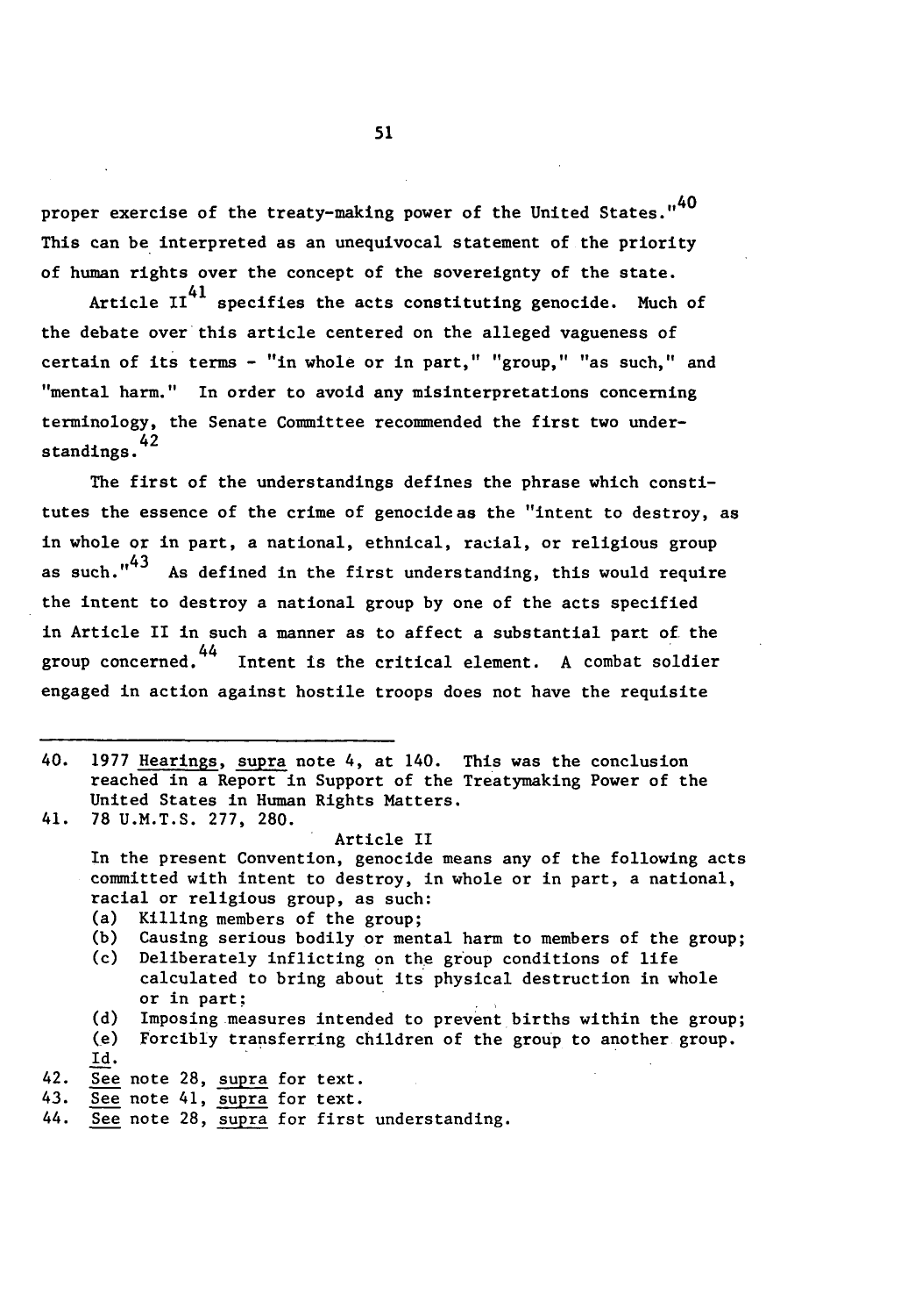proper exercise of the treaty-making power of the United States."[40] This can be interpreted as an unequivocal statement of the priority of human rights over the concept of the sovereignty of the state.

Article II[41] specifies the acts constituting genocide. Much of the debate over this article centered on the alleged vagueness of certain of its terms - "in whole or in part," "group," "as such," and "mental harm." In order to avoid any misinterpretations concerning terminology, the Senate Committee recommended the first two understandings.[42]

The first of the understandings defines the phrase which constitutes the essence of the crime of genocide as the "intent to destroy, as in whole or in part, a national, ethnical, racial, or religious group as such."[43] As defined in the first understanding, this would require the intent to destroy a national group by one of the acts specified in Article II in such a manner as to affect a substantial part of the group concerned.[44] Intent is the critical element. A combat soldier engaged in action against hostile troops does not have the requisite

---

40. 1977 Hearings, supra note 4, at 140. This was the conclusion reached in a Report in Support of the Treatymaking Power of the United States in Human Rights Matters.

41. 78 U.M.T.S. 277, 280.

Article II

In the present Convention, genocide means any of the following acts committed with intent to destroy, in whole or in part, a national, racial or religious group, as such:

(a) Killing members of the group;
(b) Causing serious bodily or mental harm to members of the group;
(c) Deliberately inflicting on the group conditions of life calculated to bring about its physical destruction in whole or in part;
(d) Imposing measures intended to prevent births within the group;
(e) Forcibly transferring children of the group to another group.

Id.

42. See note 28, supra for text.

43. See note 41, supra for text.

44. See note 28, supra for first understanding.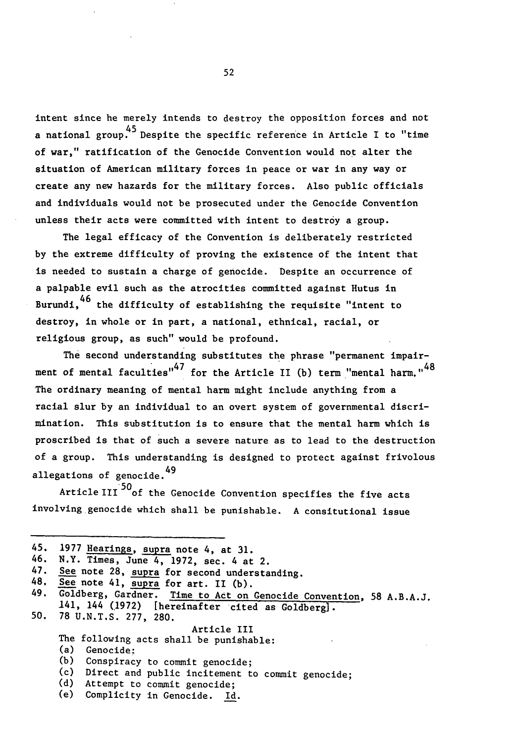intent since he merely intends to destroy the opposition forces and not a national group.[45] Despite the specific reference in Article I to "time of war," ratification of the Genocide Convention would not alter the situation of American military forces in peace or war in any way or create any new hazards for the military forces. Also public officials and individuals would not be prosecuted under the Genocide Convention unless their acts were committed with intent to destroy a group.

The legal efficacy of the Convention is deliberately restricted by the extreme difficulty of proving the existence of the intent that is needed to sustain a charge of genocide. Despite an occurrence of a palpable evil such as the atrocities committed against Hutus in Burundi,[46] the difficulty of establishing the requisite "intent to destroy, in whole or in part, a national, ethnical, racial, or religious group, as such" would be profound.

The second understanding substitutes the phrase "permanent impairment of mental faculties"[47] for the Article II (b) term "mental harm."[48] The ordinary meaning of mental harm might include anything from a racial slur by an individual to an overt system of governmental discrimination. This substitution is to ensure that the mental harm which is proscribed is that of such a severe nature as to lead to the destruction of a group. This understanding is designed to protect against frivolous allegations of genocide.[49]

Article III[50] of the Genocide Convention specifies the five acts involving genocide which shall be punishable. A consitutional issue

---

45. 1977 Hearings, supra note 4, at 31.
46. N.Y. Times, June 4, 1972, sec. 4 at 2.
47. See note 28, supra for second understanding.
48. See note 41, supra for art. II (b).
49. Goldberg, Gardner. Time to Act on Genocide Convention, 58 A.B.A.J. 141, 144 (1972) [hereinafter cited as Goldberg].
50. 78 U.N.T.S. 277, 280.

Article III

The following acts shall be punishable:

(a) Genocide;
(b) Conspiracy to commit genocide;
(c) Direct and public incitement to commit genocide;
(d) Attempt to commit genocide;
(e) Complicity in Genocide. Id.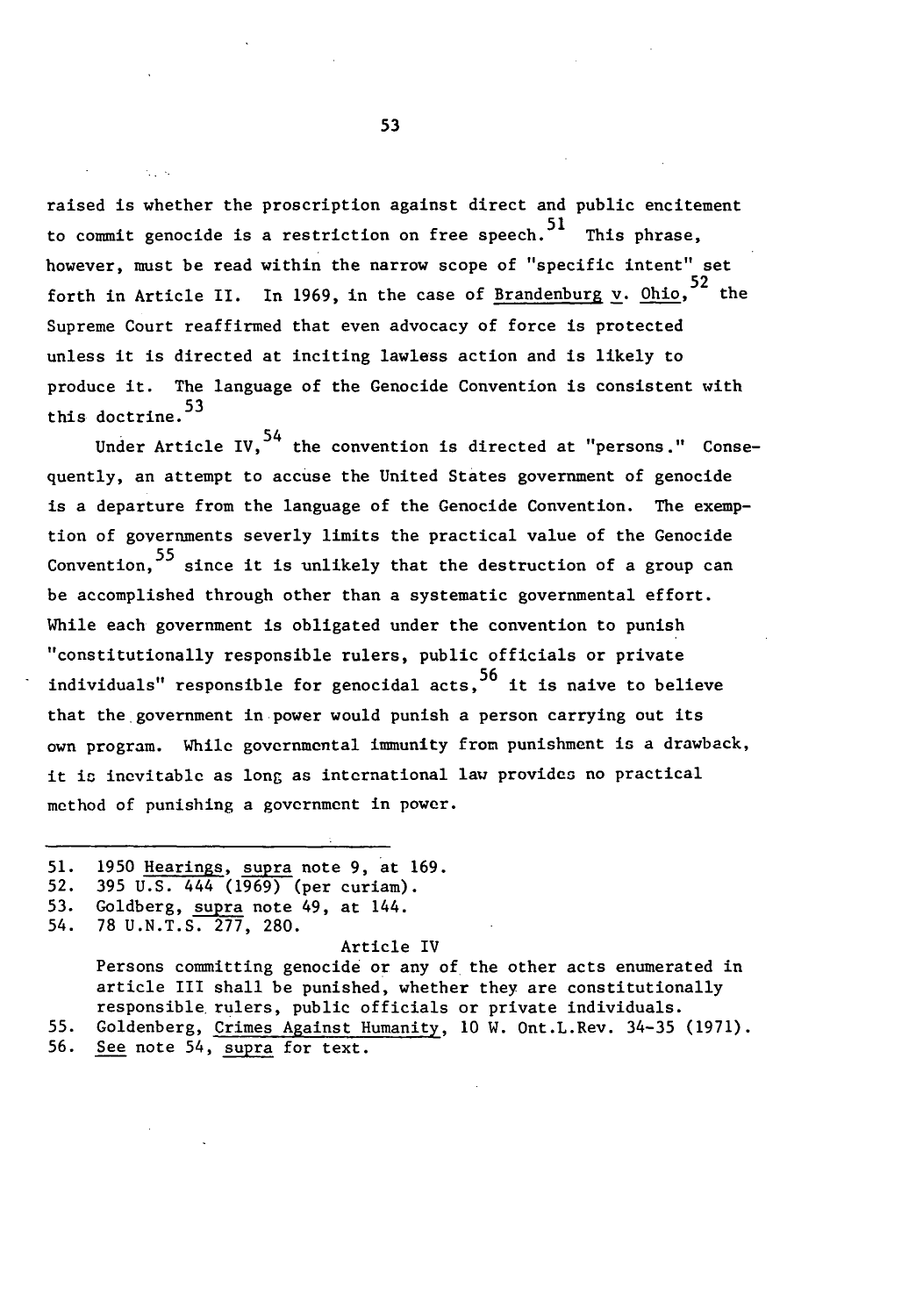raised is whether the proscription against direct and public encitement to commit genocide is a restriction on free speech.[51] This phrase, however, must be read within the narrow scope of "specific intent" set forth in Article II. In 1969, in the case of Brandenburg v. Ohio,[52] the Supreme Court reaffirmed that even advocacy of force is protected unless it is directed at inciting lawless action and is likely to produce it. The language of the Genocide Convention is consistent with this doctrine.[53]

Under Article IV,[54] the convention is directed at "persons." Consequently, an attempt to accuse the United States government of genocide is a departure from the language of the Genocide Convention. The exemption of governments severly limits the practical value of the Genocide Convention,[55] since it is unlikely that the destruction of a group can be accomplished through other than a systematic governmental effort. While each government is obligated under the convention to punish "constitutionally responsible rulers, public officials or private individuals" responsible for genocidal acts,[56] it is naive to believe that the government in power would punish a person carrying out its own program. While governmental immunity from punishment is a drawback, it is inevitable as long as international law provides no practical method of punishing a government in power.

---

51. 1950 Hearings, supra note 9, at 169.
52. 395 U.S. 444 (1969) (per curiam).
53. Goldberg, supra note 49, at 144.
54. 78 U.N.T.S. 277, 280.

    Article IV

    Persons committing genocide or any of the other acts enumerated in article III shall be punished, whether they are constitutionally responsible rulers, public officials or private individuals.
55. Goldenberg, Crimes Against Humanity, 10 W. Ont.L.Rev. 34-35 (1971).
56. See note 54, supra for text.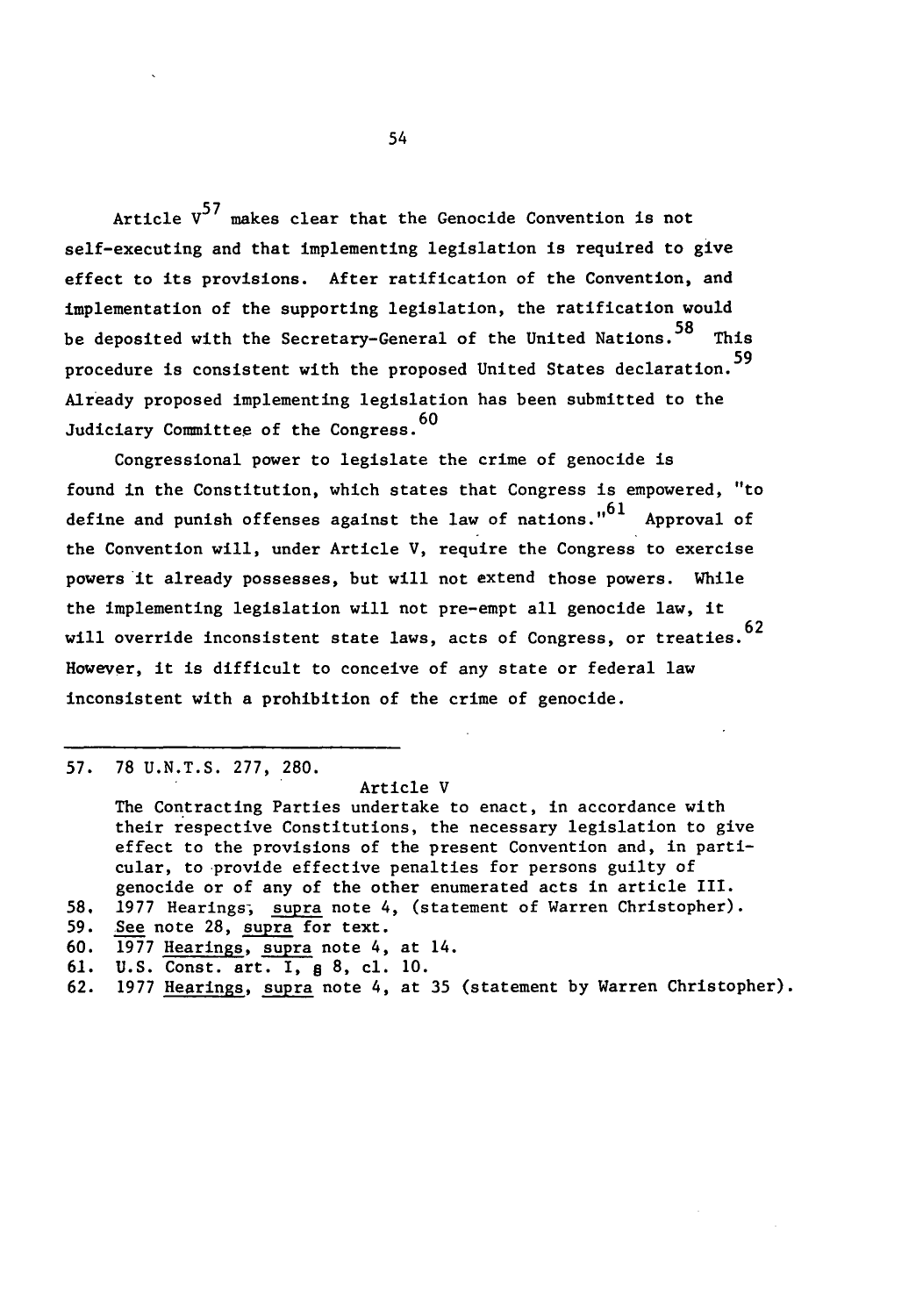Article V[57] makes clear that the Genocide Convention is not self-executing and that implementing legislation is required to give effect to its provisions. After ratification of the Convention, and implementation of the supporting legislation, the ratification would be deposited with the Secretary-General of the United Nations.[58] This procedure is consistent with the proposed United States declaration.[59] Already proposed implementing legislation has been submitted to the Judiciary Committee of the Congress.[60]

Congressional power to legislate the crime of genocide is found in the Constitution, which states that Congress is empowered, "to define and punish offenses against the law of nations."[61] Approval of the Convention will, under Article V, require the Congress to exercise powers it already possesses, but will not extend those powers. While the implementing legislation will not pre-empt all genocide law, it will override inconsistent state laws, acts of Congress, or treaties.[62] However, it is difficult to conceive of any state or federal law inconsistent with a prohibition of the crime of genocide.

---

57. 78 U.N.T.S. 277, 280.

    Article V

    The Contracting Parties undertake to enact, in accordance with their respective Constitutions, the necessary legislation to give effect to the provisions of the present Convention and, in particular, to provide effective penalties for persons guilty of genocide or of any of the other enumerated acts in article III.

58. 1977 Hearings, supra note 4, (statement of Warren Christopher).
59. See note 28, supra for text.
60. 1977 Hearings, supra note 4, at 14.
61. U.S. Const. art. I, § 8, cl. 10.
62. 1977 Hearings, supra note 4, at 35 (statement by Warren Christopher).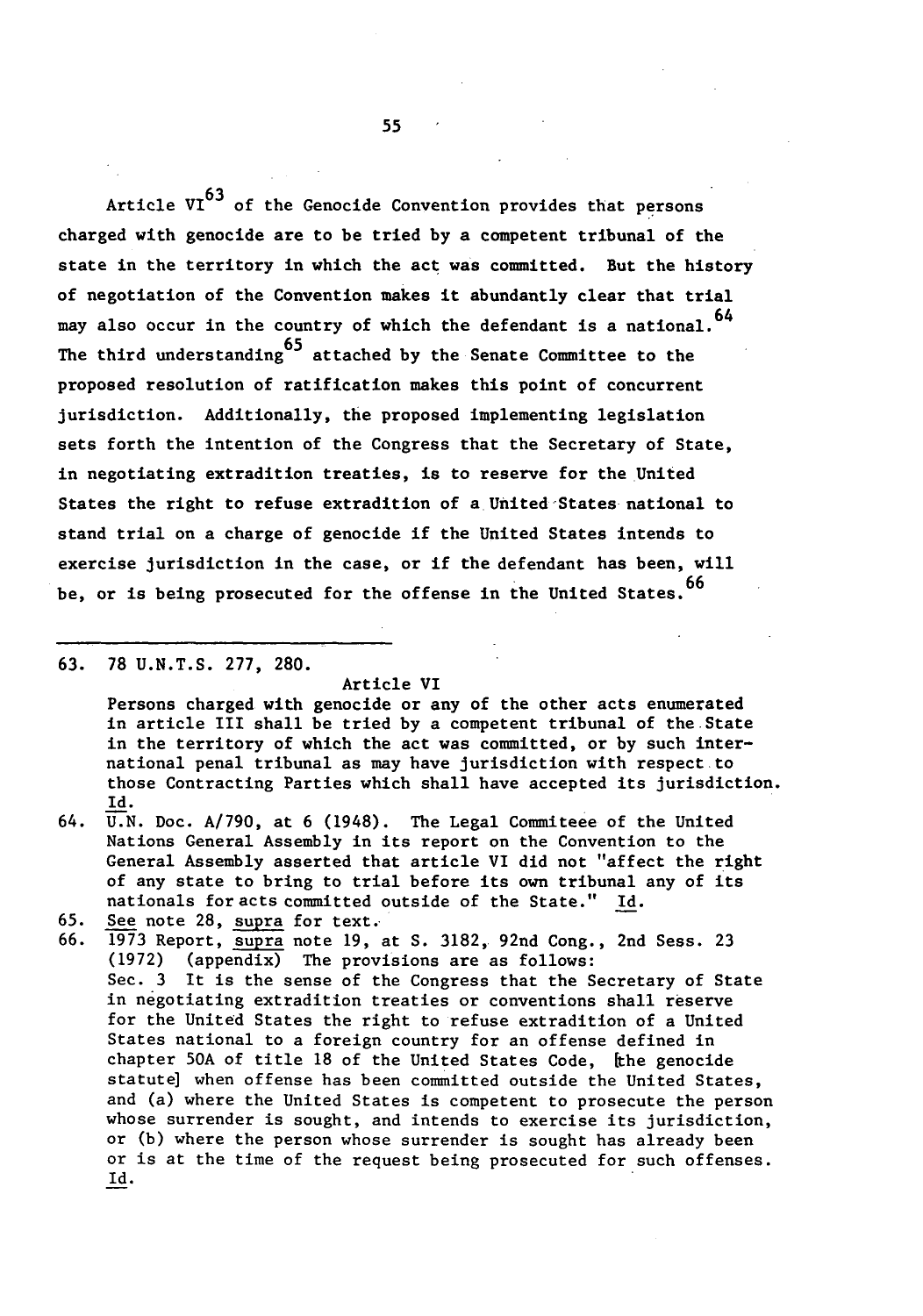Article VI[63] of the Genocide Convention provides that persons charged with genocide are to be tried by a competent tribunal of the state in the territory in which the act was committed. But the history of negotiation of the Convention makes it abundantly clear that trial may also occur in the country of which the defendant is a national.[64] The third understanding[65] attached by the Senate Committee to the proposed resolution of ratification makes this point of concurrent jurisdiction. Additionally, the proposed implementing legislation sets forth the intention of the Congress that the Secretary of State, in negotiating extradition treaties, is to reserve for the United States the right to refuse extradition of a United States national to stand trial on a charge of genocide if the United States intends to exercise jurisdiction in the case, or if the defendant has been, will be, or is being prosecuted for the offense in the United States.[66]

---

63. 78 U.N.T.S. 277, 280.

    Article VI

    Persons charged with genocide or any of the other acts enumerated in article III shall be tried by a competent tribunal of the State in the territory of which the act was committed, or by such international penal tribunal as may have jurisdiction with respect to those Contracting Parties which shall have accepted its jurisdiction. _Id._

64. U.N. Doc. A/790, at 6 (1948). The Legal Commiteee of the United Nations General Assembly in its report on the Convention to the General Assembly asserted that article VI did not "affect the right of any state to bring to trial before its own tribunal any of its nationals for acts committed outside of the State." _Id._

65. _See_ note 28, _supra_ for text.

66. 1973 Report, _supra_ note 19, at S. 3182, 92nd Cong., 2nd Sess. 23 (1972) (appendix) The provisions are as follows: Sec. 3 It is the sense of the Congress that the Secretary of State in negotiating extradition treaties or conventions shall reserve for the United States the right to refuse extradition of a United States national to a foreign country for an offense defined in chapter 50A of title 18 of the United States Code, [the genocide statute] when offense has been committed outside the United States, and (a) where the United States is competent to prosecute the person whose surrender is sought, and intends to exercise its jurisdiction, or (b) where the person whose surrender is sought has already been or is at the time of the request being prosecuted for such offenses. _Id._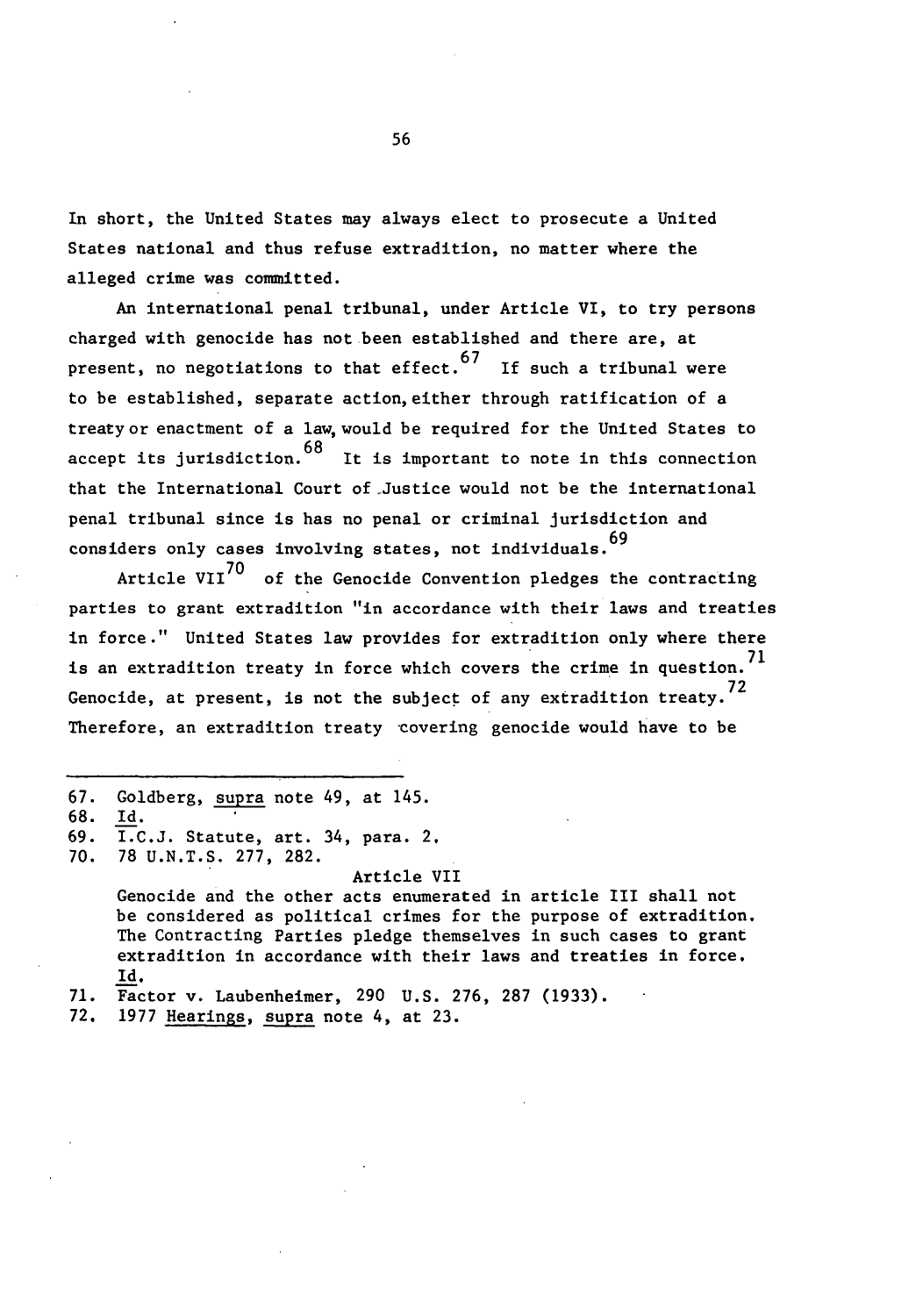In short, the United States may always elect to prosecute a United States national and thus refuse extradition, no matter where the alleged crime was committed.

An international penal tribunal, under Article VI, to try persons charged with genocide has not been established and there are, at present, no negotiations to that effect.[67] If such a tribunal were to be established, separate action, either through ratification of a treaty or enactment of a law, would be required for the United States to accept its jurisdiction.[68] It is important to note in this connection that the International Court of Justice would not be the international penal tribunal since is has no penal or criminal jurisdiction and considers only cases involving states, not individuals.[69]

Article VII[70] of the Genocide Convention pledges the contracting parties to grant extradition "in accordance with their laws and treaties in force." United States law provides for extradition only where there is an extradition treaty in force which covers the crime in question.[71] Genocide, at present, is not the subject of any extradition treaty.[72] Therefore, an extradition treaty covering genocide would have to be

---

67. Goldberg, supra note 49, at 145.
68. Id.
69. I.C.J. Statute, art. 34, para. 2.
70. 78 U.N.T.S. 277, 282.

    Article VII

    Genocide and the other acts enumerated in article III shall not be considered as political crimes for the purpose of extradition. The Contracting Parties pledge themselves in such cases to grant extradition in accordance with their laws and treaties in force. Id.
71. Factor v. Laubenheimer, 290 U.S. 276, 287 (1933).
72. 1977 Hearings, supra note 4, at 23.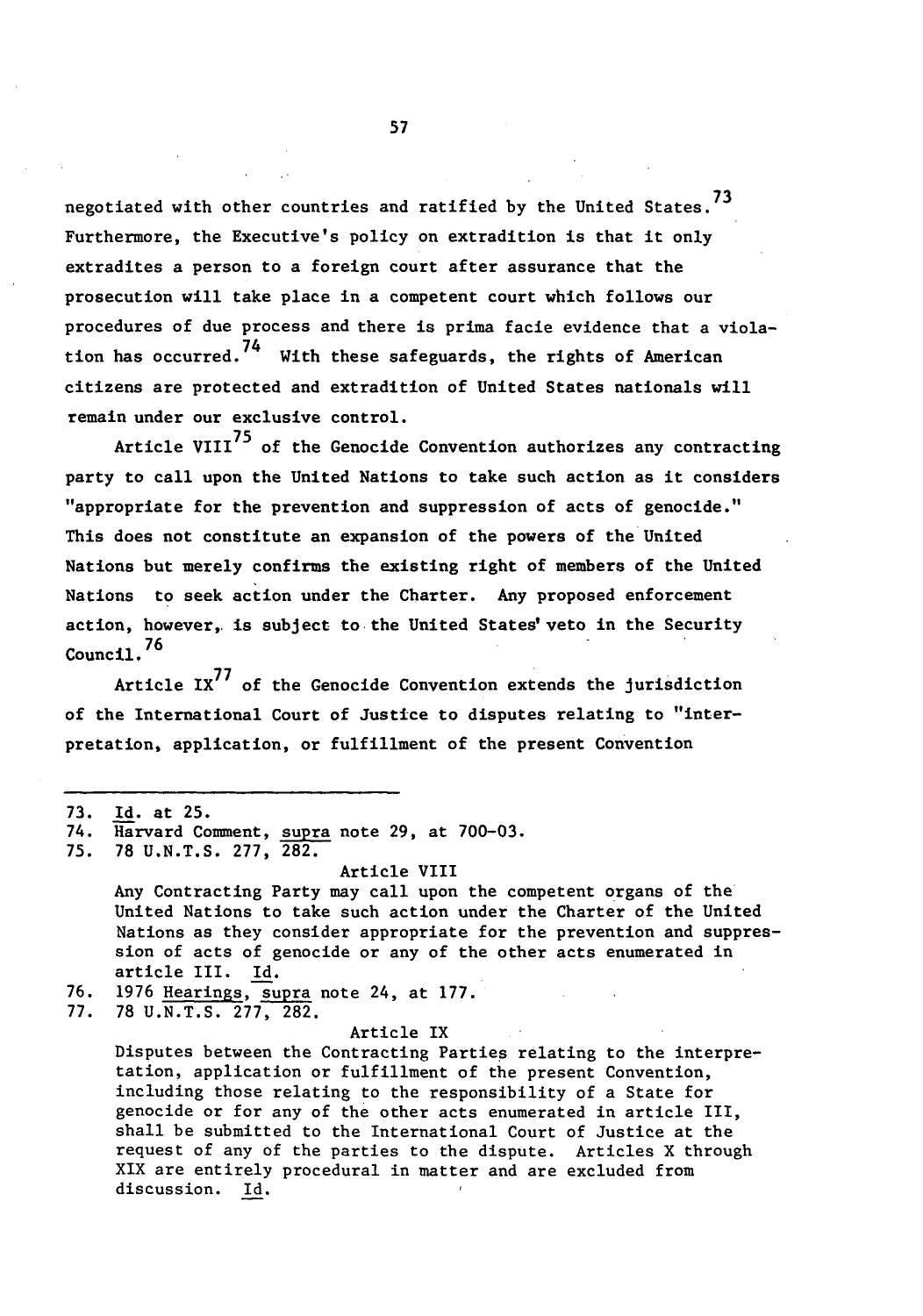negotiated with other countries and ratified by the United States.[73] Furthermore, the Executive's policy on extradition is that it only extradites a person to a foreign court after assurance that the prosecution will take place in a competent court which follows our procedures of due process and there is prima facie evidence that a violation has occurred.[74] With these safeguards, the rights of American citizens are protected and extradition of United States nationals will remain under our exclusive control.

Article VIII[75] of the Genocide Convention authorizes any contracting party to call upon the United Nations to take such action as it considers "appropriate for the prevention and suppression of acts of genocide." This does not constitute an expansion of the powers of the United Nations but merely confirms the existing right of members of the United Nations to seek action under the Charter. Any proposed enforcement action, however, is subject to the United States' veto in the Security Council.[76]

Article IX[77] of the Genocide Convention extends the jurisdiction of the International Court of Justice to disputes relating to "interpretation, application, or fulfillment of the present Convention

---

73. Id. at 25.
74. Harvard Comment, supra note 29, at 700-03.
75. 78 U.N.T.S. 277, 282.

Article VIII

Any Contracting Party may call upon the competent organs of the United Nations to take such action under the Charter of the United Nations as they consider appropriate for the prevention and suppression of acts of genocide or any of the other acts enumerated in article III. Id.

76. 1976 Hearings, supra note 24, at 177.
77. 78 U.N.T.S. 277, 282.

Article IX

Disputes between the Contracting Parties relating to the interpretation, application or fulfillment of the present Convention, including those relating to the responsibility of a State for genocide or for any of the other acts enumerated in article III, shall be submitted to the International Court of Justice at the request of any of the parties to the dispute. Articles X through XIX are entirely procedural in matter and are excluded from discussion. Id.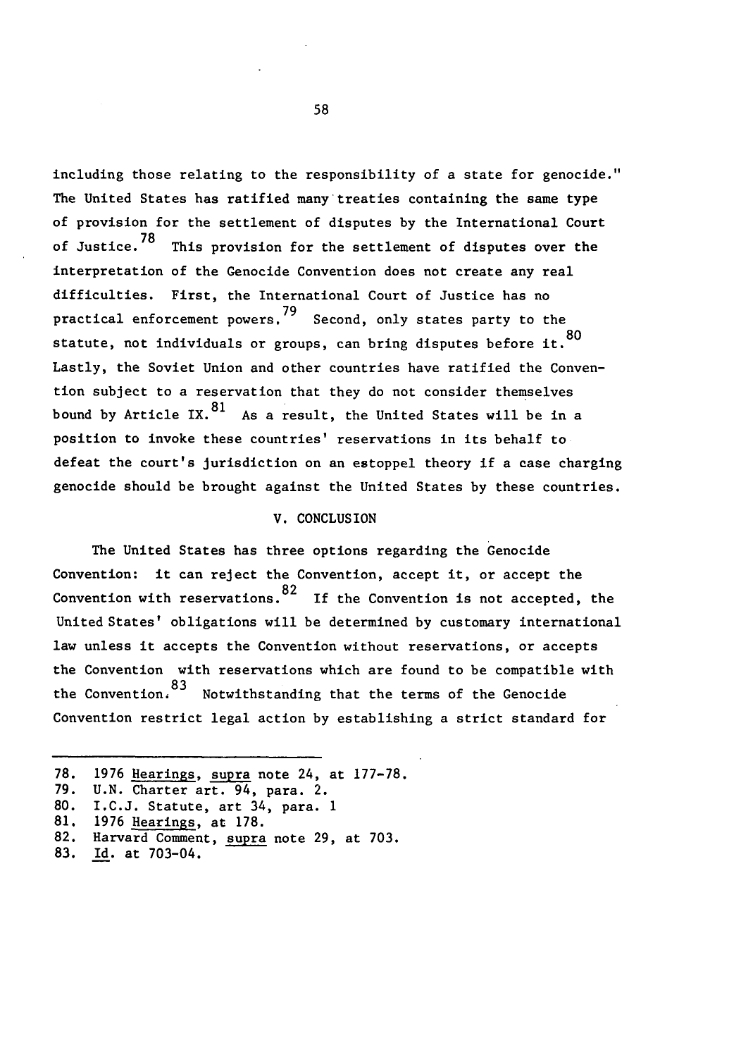including those relating to the responsibility of a state for genocide." The United States has ratified many treaties containing the same type of provision for the settlement of disputes by the International Court of Justice.[78] This provision for the settlement of disputes over the interpretation of the Genocide Convention does not create any real difficulties. First, the International Court of Justice has no practical enforcement powers.[79] Second, only states party to the statute, not individuals or groups, can bring disputes before it.[80] Lastly, the Soviet Union and other countries have ratified the Convention subject to a reservation that they do not consider themselves bound by Article IX.[81] As a result, the United States will be in a position to invoke these countries' reservations in its behalf to defeat the court's jurisdiction on an estoppel theory if a case charging genocide should be brought against the United States by these countries.

## V. CONCLUSION

The United States has three options regarding the Genocide Convention: it can reject the Convention, accept it, or accept the Convention with reservations.[82] If the Convention is not accepted, the United States' obligations will be determined by customary international law unless it accepts the Convention without reservations, or accepts the Convention with reservations which are found to be compatible with the Convention.[83] Notwithstanding that the terms of the Genocide Convention restrict legal action by establishing a strict standard for

---

78. 1976 Hearings, supra note 24, at 177-78.
79. U.N. Charter art. 94, para. 2.
80. I.C.J. Statute, art 34, para. 1
81. 1976 Hearings, at 178.
82. Harvard Comment, supra note 29, at 703.
83. Id. at 703-04.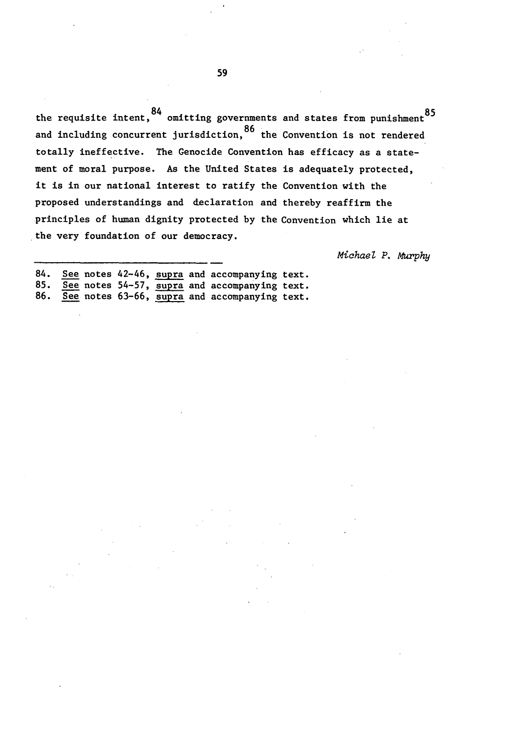the requisite intent,[84] omitting governments and states from punishment[85] and including concurrent jurisdiction,[86] the Convention is not rendered totally ineffective. The Genocide Convention has efficacy as a statement of moral purpose. As the United States is adequately protected, it is in our national interest to ratify the Convention with the proposed understandings and declaration and thereby reaffirm the principles of human dignity protected by the Convention which lie at the very foundation of our democracy.

*Michael P. Murphy*

---

84. See notes 42-46, supra and accompanying text.
85. See notes 54-57, supra and accompanying text.
86. See notes 63-66, supra and accompanying text.